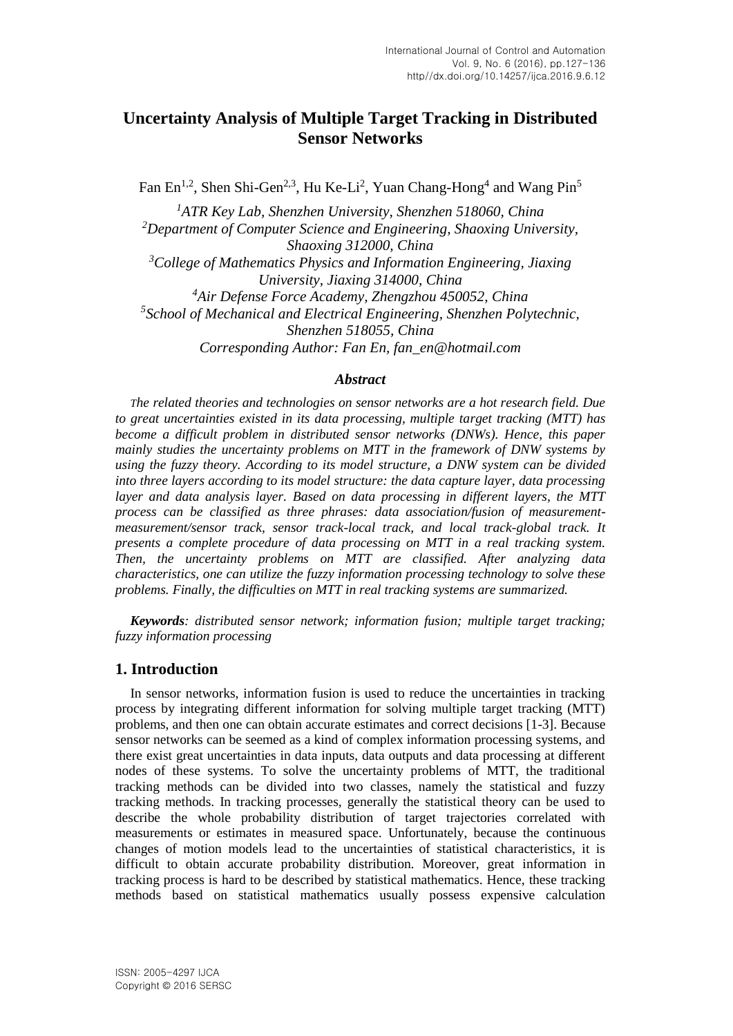# Uncertainty Analysis of Multiple Target Tracking in Distributed Sensor Networks

Fan En[1,2], Shen Shi-Gen[2,3], Hu Ke-Li[2], Yuan Chang-Hong[4] and Wang Pin[5]

*[1]ATR Key Lab, Shenzhen University, Shenzhen 518060, China*
*[2]Department of Computer Science and Engineering, Shaoxing University, Shaoxing 312000, China*
*[3]College of Mathematics Physics and Information Engineering, Jiaxing University, Jiaxing 314000, China*
*[4]Air Defense Force Academy, Zhengzhou 450052, China*
*[5]School of Mechanical and Electrical Engineering, Shenzhen Polytechnic, Shenzhen 518055, China*
*Corresponding Author: Fan En, fan_en@hotmail.com*

### *Abstract*

*The related theories and technologies on sensor networks are a hot research field. Due to great uncertainties existed in its data processing, multiple target tracking (MTT) has become a difficult problem in distributed sensor networks (DNWs). Hence, this paper mainly studies the uncertainty problems on MTT in the framework of DNW systems by using the fuzzy theory. According to its model structure, a DNW system can be divided into three layers according to its model structure: the data capture layer, data processing layer and data analysis layer. Based on data processing in different layers, the MTT process can be classified as three phrases: data association/fusion of measurement-measurement/sensor track, sensor track-local track, and local track-global track. It presents a complete procedure of data processing on MTT in a real tracking system. Then, the uncertainty problems on MTT are classified. After analyzing data characteristics, one can utilize the fuzzy information processing technology to solve these problems. Finally, the difficulties on MTT in real tracking systems are summarized.*

***Keywords**: distributed sensor network; information fusion; multiple target tracking; fuzzy information processing*

## 1. Introduction

In sensor networks, information fusion is used to reduce the uncertainties in tracking process by integrating different information for solving multiple target tracking (MTT) problems, and then one can obtain accurate estimates and correct decisions [1-3]. Because sensor networks can be seemed as a kind of complex information processing systems, and there exist great uncertainties in data inputs, data outputs and data processing at different nodes of these systems. To solve the uncertainty problems of MTT, the traditional tracking methods can be divided into two classes, namely the statistical and fuzzy tracking methods. In tracking processes, generally the statistical theory can be used to describe the whole probability distribution of target trajectories correlated with measurements or estimates in measured space. Unfortunately, because the continuous changes of motion models lead to the uncertainties of statistical characteristics, it is difficult to obtain accurate probability distribution. Moreover, great information in tracking process is hard to be described by statistical mathematics. Hence, these tracking methods based on statistical mathematics usually possess expensive calculation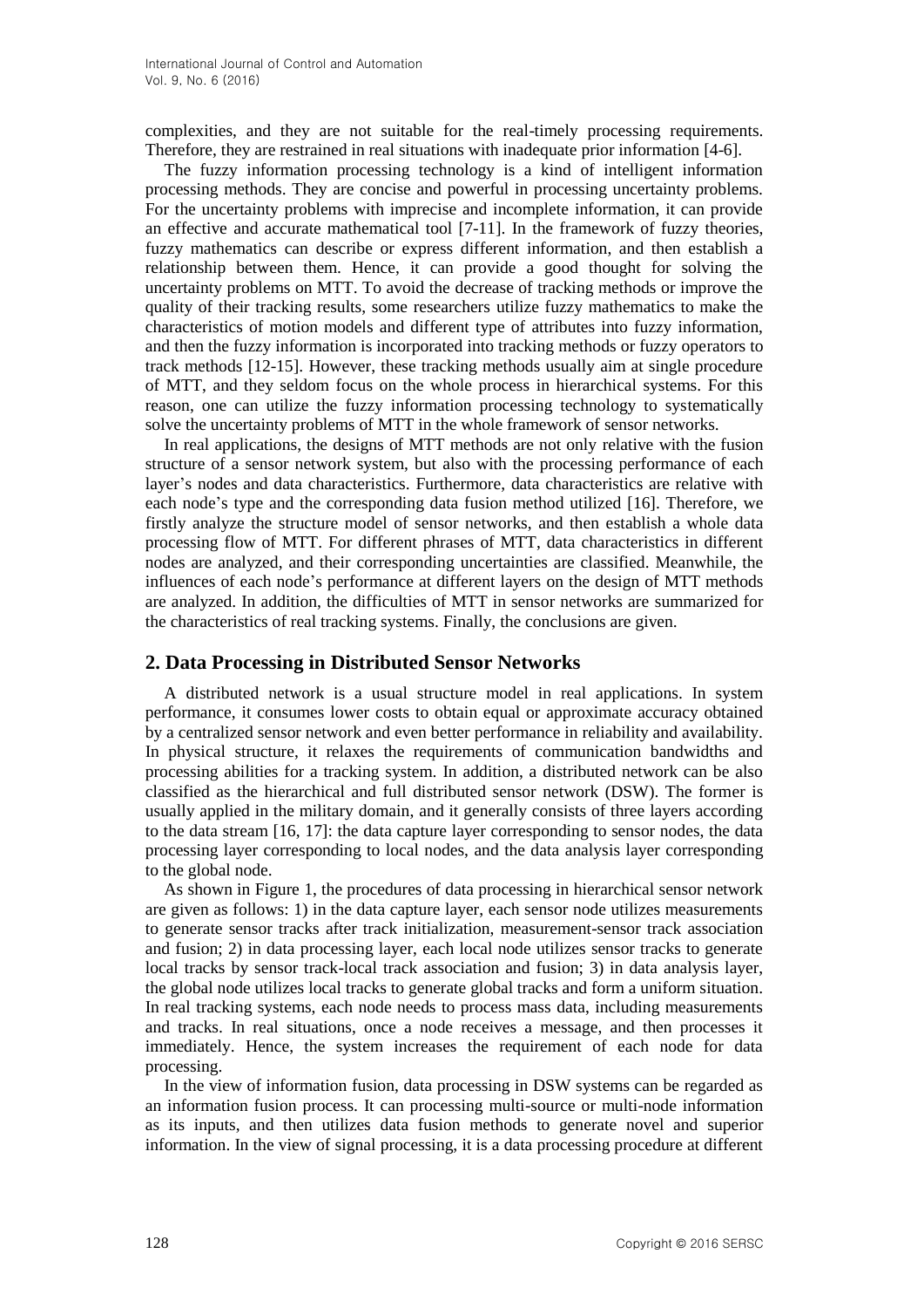complexities, and they are not suitable for the real-timely processing requirements. Therefore, they are restrained in real situations with inadequate prior information [4-6].

The fuzzy information processing technology is a kind of intelligent information processing methods. They are concise and powerful in processing uncertainty problems. For the uncertainty problems with imprecise and incomplete information, it can provide an effective and accurate mathematical tool [7-11]. In the framework of fuzzy theories, fuzzy mathematics can describe or express different information, and then establish a relationship between them. Hence, it can provide a good thought for solving the uncertainty problems on MTT. To avoid the decrease of tracking methods or improve the quality of their tracking results, some researchers utilize fuzzy mathematics to make the characteristics of motion models and different type of attributes into fuzzy information, and then the fuzzy information is incorporated into tracking methods or fuzzy operators to track methods [12-15]. However, these tracking methods usually aim at single procedure of MTT, and they seldom focus on the whole process in hierarchical systems. For this reason, one can utilize the fuzzy information processing technology to systematically solve the uncertainty problems of MTT in the whole framework of sensor networks.

In real applications, the designs of MTT methods are not only relative with the fusion structure of a sensor network system, but also with the processing performance of each layer's nodes and data characteristics. Furthermore, data characteristics are relative with each node's type and the corresponding data fusion method utilized [16]. Therefore, we firstly analyze the structure model of sensor networks, and then establish a whole data processing flow of MTT. For different phrases of MTT, data characteristics in different nodes are analyzed, and their corresponding uncertainties are classified. Meanwhile, the influences of each node's performance at different layers on the design of MTT methods are analyzed. In addition, the difficulties of MTT in sensor networks are summarized for the characteristics of real tracking systems. Finally, the conclusions are given.

## 2. Data Processing in Distributed Sensor Networks

A distributed network is a usual structure model in real applications. In system performance, it consumes lower costs to obtain equal or approximate accuracy obtained by a centralized sensor network and even better performance in reliability and availability. In physical structure, it relaxes the requirements of communication bandwidths and processing abilities for a tracking system. In addition, a distributed network can be also classified as the hierarchical and full distributed sensor network (DSW). The former is usually applied in the military domain, and it generally consists of three layers according to the data stream [16, 17]: the data capture layer corresponding to sensor nodes, the data processing layer corresponding to local nodes, and the data analysis layer corresponding to the global node.

As shown in Figure 1, the procedures of data processing in hierarchical sensor network are given as follows: 1) in the data capture layer, each sensor node utilizes measurements to generate sensor tracks after track initialization, measurement-sensor track association and fusion; 2) in data processing layer, each local node utilizes sensor tracks to generate local tracks by sensor track-local track association and fusion; 3) in data analysis layer, the global node utilizes local tracks to generate global tracks and form a uniform situation. In real tracking systems, each node needs to process mass data, including measurements and tracks. In real situations, once a node receives a message, and then processes it immediately. Hence, the system increases the requirement of each node for data processing.

In the view of information fusion, data processing in DSW systems can be regarded as an information fusion process. It can processing multi-source or multi-node information as its inputs, and then utilizes data fusion methods to generate novel and superior information. In the view of signal processing, it is a data processing procedure at different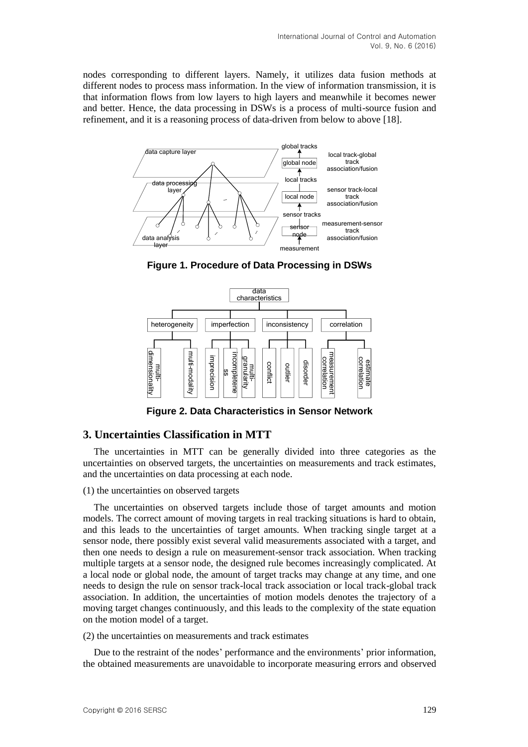nodes corresponding to different layers. Namely, it utilizes data fusion methods at different nodes to process mass information. In the view of information transmission, it is that information flows from low layers to high layers and meanwhile it becomes newer and better. Hence, the data processing in DSWs is a process of multi-source fusion and refinement, and it is a reasoning process of data-driven from below to above [18].

**Figure 1. Procedure of Data Processing in DSWs**

**Figure 2. Data Characteristics in Sensor Network**

## 3. Uncertainties Classification in MTT

The uncertainties in MTT can be generally divided into three categories as the uncertainties on observed targets, the uncertainties on measurements and track estimates, and the uncertainties on data processing at each node.

(1) the uncertainties on observed targets

The uncertainties on observed targets include those of target amounts and motion models. The correct amount of moving targets in real tracking situations is hard to obtain, and this leads to the uncertainties of target amounts. When tracking single target at a sensor node, there possibly exist several valid measurements associated with a target, and then one needs to design a rule on measurement-sensor track association. When tracking multiple targets at a sensor node, the designed rule becomes increasingly complicated. At a local node or global node, the amount of target tracks may change at any time, and one needs to design the rule on sensor track-local track association or local track-global track association. In addition, the uncertainties of motion models denotes the trajectory of a moving target changes continuously, and this leads to the complexity of the state equation on the motion model of a target.

(2) the uncertainties on measurements and track estimates

Due to the restraint of the nodes' performance and the environments' prior information, the obtained measurements are unavoidable to incorporate measuring errors and observed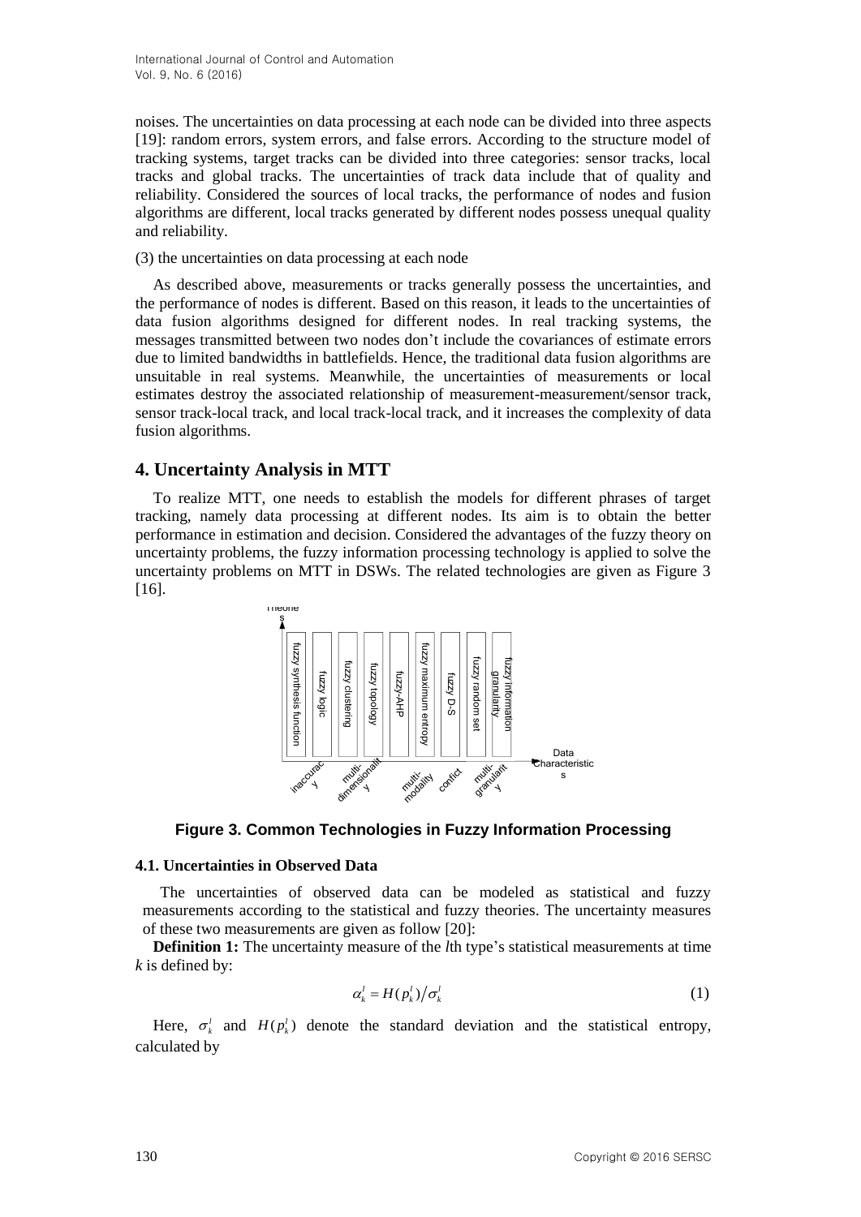noises. The uncertainties on data processing at each node can be divided into three aspects [19]: random errors, system errors, and false errors. According to the structure model of tracking systems, target tracks can be divided into three categories: sensor tracks, local tracks and global tracks. The uncertainties of track data include that of quality and reliability. Considered the sources of local tracks, the performance of nodes and fusion algorithms are different, local tracks generated by different nodes possess unequal quality and reliability.

(3) the uncertainties on data processing at each node

As described above, measurements or tracks generally possess the uncertainties, and the performance of nodes is different. Based on this reason, it leads to the uncertainties of data fusion algorithms designed for different nodes. In real tracking systems, the messages transmitted between two nodes don't include the covariances of estimate errors due to limited bandwidths in battlefields. Hence, the traditional data fusion algorithms are unsuitable in real systems. Meanwhile, the uncertainties of measurements or local estimates destroy the associated relationship of measurement-measurement/sensor track, sensor track-local track, and local track-local track, and it increases the complexity of data fusion algorithms.

## 4. Uncertainty Analysis in MTT

To realize MTT, one needs to establish the models for different phrases of target tracking, namely data processing at different nodes. Its aim is to obtain the better performance in estimation and decision. Considered the advantages of the fuzzy theory on uncertainty problems, the fuzzy information processing technology is applied to solve the uncertainty problems on MTT in DSWs. The related technologies are given as Figure 3 [16].

Theories: fuzzy synthesis function, fuzzy logic, fuzzy clustering, fuzzy topology, fuzzy-AHP, fuzzy maximum entropy, fuzzy D-S, fuzzy random set, fuzzy information granularity

Data Characteristics: inaccuracy, multi-dimensionality, multi-modality, conflict, multi-granularity

**Figure 3. Common Technologies in Fuzzy Information Processing**

### 4.1. Uncertainties in Observed Data

The uncertainties of observed data can be modeled as statistical and fuzzy measurements according to the statistical and fuzzy theories. The uncertainty measures of these two measurements are given as follow [20]:

**Definition 1:** The uncertainty measure of the *l*th type's statistical measurements at time *k* is defined by:

$$\alpha_k^l = H(p_k^l) / \sigma_k^l \tag{1}$$

Here, $\sigma_k^l$ and $H(p_k^l)$ denote the standard deviation and the statistical entropy, calculated by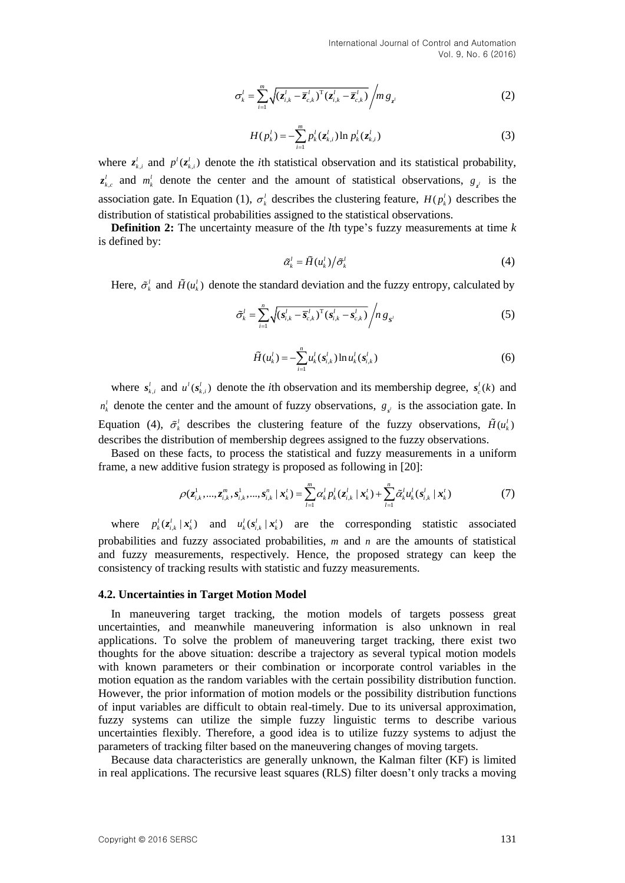$$\sigma_k^l = \sum_{i=1}^{m} \sqrt{(\mathbf{z}_{i,k}^l - \bar{\mathbf{z}}_{c,k}^l)^{\mathrm{T}} (\mathbf{z}_{i,k}^l - \bar{\mathbf{z}}_{c,k}^l)} \Big/ m\, g_{\mathbf{z}^l} \tag{2}$$

$$H(p_k^l) = -\sum_{i=1}^{m} p_k^l(\mathbf{z}_{k,i}^l) \ln p_k^l(\mathbf{z}_{k,i}^l) \tag{3}$$

where $\mathbf{z}_{k,i}^l$ and $p^l(\mathbf{z}_{k,i}^l)$ denote the *i*th statistical observation and its statistical probability, $\mathbf{z}_{k,c}^l$ and $m_k^l$ denote the center and the amount of statistical observations, $g_{\mathbf{z}^l}$ is the association gate. In Equation (1), $\sigma_k^l$ describes the clustering feature, $H(p_k^l)$ describes the distribution of statistical probabilities assigned to the statistical observations.

**Definition 2:** The uncertainty measure of the *l*th type's fuzzy measurements at time *k* is defined by:

$$\tilde{\alpha}_k^l = \tilde{H}(u_k^l) \big/ \tilde{\sigma}_k^l \tag{4}$$

Here, $\tilde{\sigma}_k^l$ and $\tilde{H}(u_k^l)$ denote the standard deviation and the fuzzy entropy, calculated by

$$\tilde{\sigma}_k^l = \sum_{i=1}^{n} \sqrt{(\mathbf{s}_{i,k}^l - \bar{\mathbf{s}}_{c,k}^l)^{\mathrm{T}} (\mathbf{s}_{i,k}^l - \mathbf{s}_{c,k}^l)} \Big/ n\, g_{\mathbf{s}^l} \tag{5}$$

$$\tilde{H}(u_k^l) = -\sum_{i=1}^{n} u_k^l(\mathbf{s}_{i,k}^l) \ln u_k^l(\mathbf{s}_{i,k}^l) \tag{6}$$

where $\mathbf{s}_{k,i}^l$ and $u^l(\mathbf{s}_{k,i}^l)$ denote the *i*th observation and its membership degree, $\mathbf{s}_c^l(k)$ and $n_k^l$ denote the center and the amount of fuzzy observations, $g_{\mathbf{s}^l}$ is the association gate. In Equation (4), $\tilde{\sigma}_k^l$ describes the clustering feature of the fuzzy observations, $\tilde{H}(u_k^l)$ describes the distribution of membership degrees assigned to the fuzzy observations.

Based on these facts, to process the statistical and fuzzy measurements in a uniform frame, a new additive fusion strategy is proposed as following in [20]:

$$\rho(\mathbf{z}_{i,k}^1, ..., \mathbf{z}_{i,k}^m, \mathbf{s}_{i,k}^1, ..., \mathbf{s}_{i,k}^n \mid \mathbf{x}_k^t) = \sum_{l=1}^{m} \alpha_k^l p_k^l(\mathbf{z}_{i,k}^l \mid \mathbf{x}_k^t) + \sum_{l=1}^{n} \tilde{\alpha}_k^l u_k^l(\mathbf{s}_{i,k}^l \mid \mathbf{x}_k^t) \tag{7}$$

where $p_k^l(\mathbf{z}_{i,k}^l \mid \mathbf{x}_k^t)$ and $u_k^l(\mathbf{s}_{i,k}^l \mid \mathbf{x}_k^t)$ are the corresponding statistic associated probabilities and fuzzy associated probabilities, *m* and *n* are the amounts of statistical and fuzzy measurements, respectively. Hence, the proposed strategy can keep the consistency of tracking results with statistic and fuzzy measurements.

### 4.2. Uncertainties in Target Motion Model

In maneuvering target tracking, the motion models of targets possess great uncertainties, and meanwhile maneuvering information is also unknown in real applications. To solve the problem of maneuvering target tracking, there exist two thoughts for the above situation: describe a trajectory as several typical motion models with known parameters or their combination or incorporate control variables in the motion equation as the random variables with the certain possibility distribution function. However, the prior information of motion models or the possibility distribution functions of input variables are difficult to obtain real-timely. Due to its universal approximation, fuzzy systems can utilize the simple fuzzy linguistic terms to describe various uncertainties flexibly. Therefore, a good idea is to utilize fuzzy systems to adjust the parameters of tracking filter based on the maneuvering changes of moving targets.

Because data characteristics are generally unknown, the Kalman filter (KF) is limited in real applications. The recursive least squares (RLS) filter doesn't only tracks a moving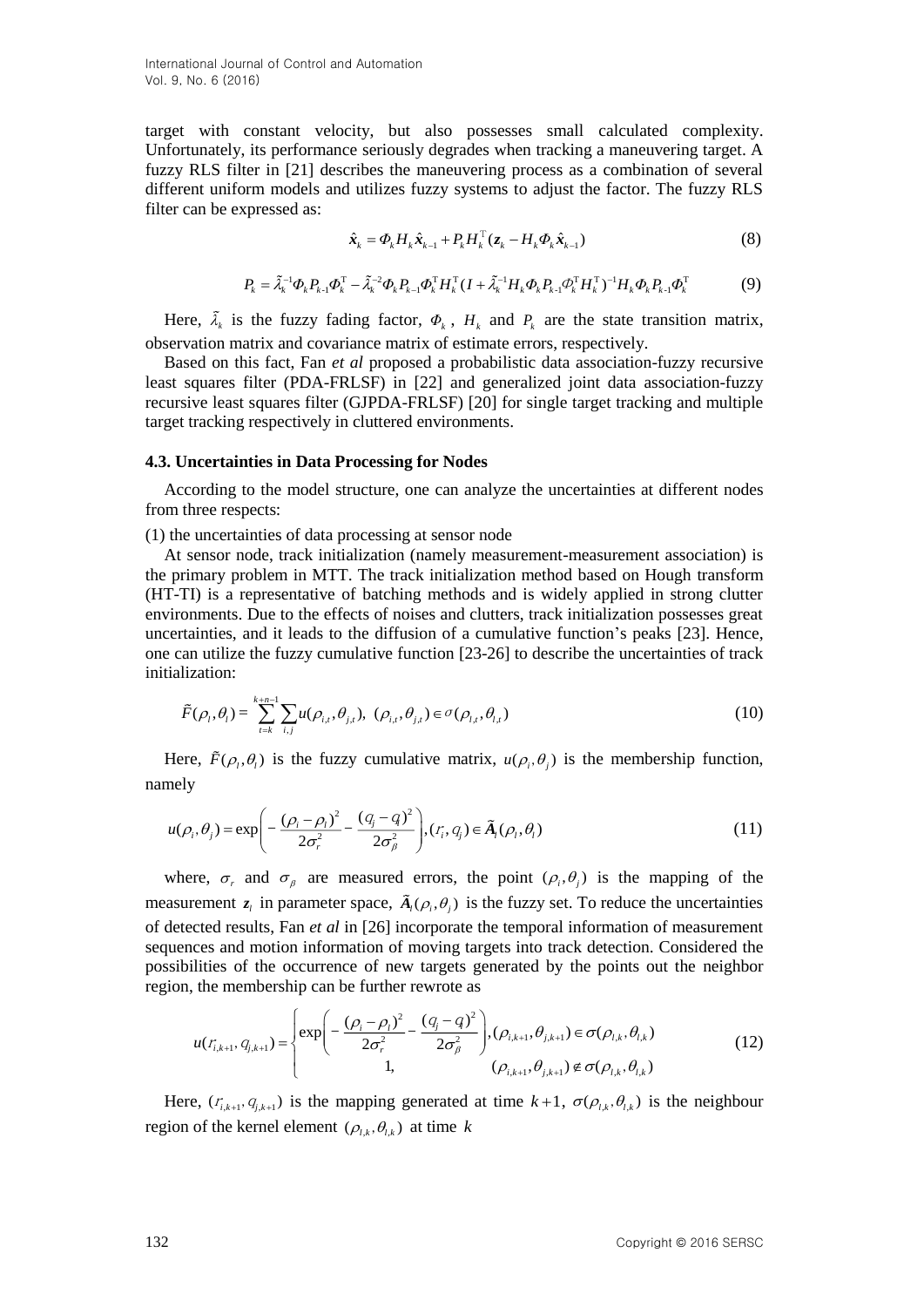target with constant velocity, but also possesses small calculated complexity. Unfortunately, its performance seriously degrades when tracking a maneuvering target. A fuzzy RLS filter in [21] describes the maneuvering process as a combination of several different uniform models and utilizes fuzzy systems to adjust the factor. The fuzzy RLS filter can be expressed as:

$$\hat{\boldsymbol{x}}_k = \Phi_k H_k \hat{\boldsymbol{x}}_{k-1} + P_k H_k^{\mathrm{T}}(\boldsymbol{z}_k - H_k \Phi_k \hat{\boldsymbol{x}}_{k-1}) \tag{8}$$

$$P_k = \tilde{\lambda}_k^{-1}\Phi_k P_{k-1}\Phi_k^{\mathrm{T}} - \tilde{\lambda}_k^{-2}\Phi_k P_{k-1}\Phi_k^{\mathrm{T}} H_k^{\mathrm{T}}(I + \tilde{\lambda}_k^{-1} H_k \Phi_k P_{k-1}\Phi_k^{\mathrm{T}} H_k^{\mathrm{T}})^{-1} H_k \Phi_k P_{k-1}\Phi_k^{\mathrm{T}} \tag{9}$$

Here, $\tilde{\lambda}_k$ is the fuzzy fading factor, $\Phi_k$, $H_k$ and $P_k$ are the state transition matrix, observation matrix and covariance matrix of estimate errors, respectively.

Based on this fact, Fan *et al* proposed a probabilistic data association-fuzzy recursive least squares filter (PDA-FRLSF) in [22] and generalized joint data association-fuzzy recursive least squares filter (GJPDA-FRLSF) [20] for single target tracking and multiple target tracking respectively in cluttered environments.

### 4.3. Uncertainties in Data Processing for Nodes

According to the model structure, one can analyze the uncertainties at different nodes from three respects:

(1) the uncertainties of data processing at sensor node

At sensor node, track initialization (namely measurement-measurement association) is the primary problem in MTT. The track initialization method based on Hough transform (HT-TI) is a representative of batching methods and is widely applied in strong clutter environments. Due to the effects of noises and clutters, track initialization possesses great uncertainties, and it leads to the diffusion of a cumulative function's peaks [23]. Hence, one can utilize the fuzzy cumulative function [23-26] to describe the uncertainties of track initialization:

$$\tilde{F}(\rho_l, \theta_l) = \sum_{t=k}^{k+n-1} \sum_{i,j} u(\rho_{i,t}, \theta_{j,t}),\ (\rho_{i,t}, \theta_{j,t}) \in \sigma(\rho_{l,t}, \theta_{l,t}) \tag{10}$$

Here, $\tilde{F}(\rho_l, \theta_l)$ is the fuzzy cumulative matrix, $u(\rho_i, \theta_j)$ is the membership function, namely

$$u(\rho_i, \theta_j) = \exp\left(-\frac{(\rho_i - \rho_l)^2}{2\sigma_r^2} - \frac{(q_j - q_l)^2}{2\sigma_\beta^2}\right), (r_i, q_j) \in \tilde{\boldsymbol{A}}_l(\rho_l, \theta_l) \tag{11}$$

where, $\sigma_r$ and $\sigma_\beta$ are measured errors, the point $(\rho_i, \theta_j)$ is the mapping of the measurement $\boldsymbol{z}_l$ in parameter space, $\tilde{\boldsymbol{A}}_l(\rho_i, \theta_j)$ is the fuzzy set. To reduce the uncertainties of detected results, Fan *et al* in [26] incorporate the temporal information of measurement sequences and motion information of moving targets into track detection. Considered the possibilities of the occurrence of new targets generated by the points out the neighbor region, the membership can be further rewrote as

$$u(r_{i,k+1}, q_{j,k+1}) = \begin{cases} \exp\left(-\dfrac{(\rho_i - \rho_l)^2}{2\sigma_r^2} - \dfrac{(q_j - q_l)^2}{2\sigma_\beta^2}\right), & (\rho_{i,k+1}, \theta_{j,k+1}) \in \sigma(\rho_{l,k}, \theta_{l,k}) \\ 1, & (\rho_{i,k+1}, \theta_{j,k+1}) \notin \sigma(\rho_{l,k}, \theta_{l,k}) \end{cases} \tag{12}$$

Here, $(r_{i,k+1}, q_{j,k+1})$ is the mapping generated at time $k+1$, $\sigma(\rho_{l,k}, \theta_{l,k})$ is the neighbour region of the kernel element $(\rho_{l,k}, \theta_{l,k})$ at time $k$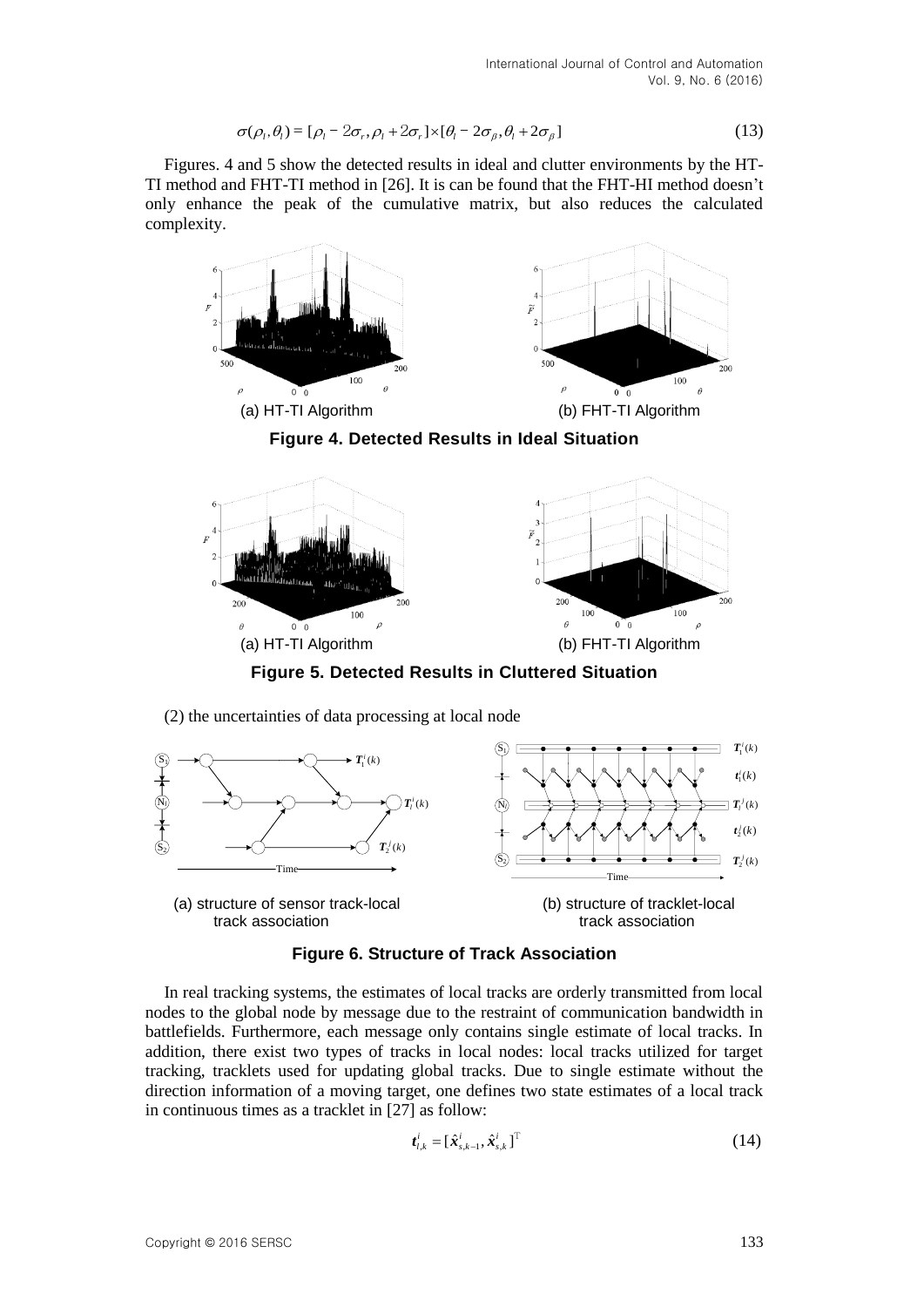$$\sigma(\rho_l, \theta_l) = [\rho_l - 2\sigma_r, \rho_l + 2\sigma_r] \times [\theta_l - 2\sigma_\beta, \theta_l + 2\sigma_\beta] \tag{13}$$

Figures. 4 and 5 show the detected results in ideal and clutter environments by the HT-TI method and FHT-TI method in [26]. It is can be found that the FHT-HI method doesn't only enhance the peak of the cumulative matrix, but also reduces the calculated complexity.

(a) HT-TI Algorithm (b) FHT-TI Algorithm

**Figure 4. Detected Results in Ideal Situation**

(a) HT-TI Algorithm (b) FHT-TI Algorithm

**Figure 5. Detected Results in Cluttered Situation**

(2) the uncertainties of data processing at local node

(a) structure of sensor track-local track association (b) structure of tracklet-local track association

**Figure 6. Structure of Track Association**

In real tracking systems, the estimates of local tracks are orderly transmitted from local nodes to the global node by message due to the restraint of communication bandwidth in battlefields. Furthermore, each message only contains single estimate of local tracks. In addition, there exist two types of tracks in local nodes: local tracks utilized for target tracking, tracklets used for updating global tracks. Due to single estimate without the direction information of a moving target, one defines two state estimates of a local track in continuous times as a tracklet in [27] as follow:

$$\boldsymbol{t}_{l,k}^{i} = [\hat{\boldsymbol{x}}_{s,k-1}^{i}, \hat{\boldsymbol{x}}_{s,k}^{i}]^{\mathrm{T}} \tag{14}$$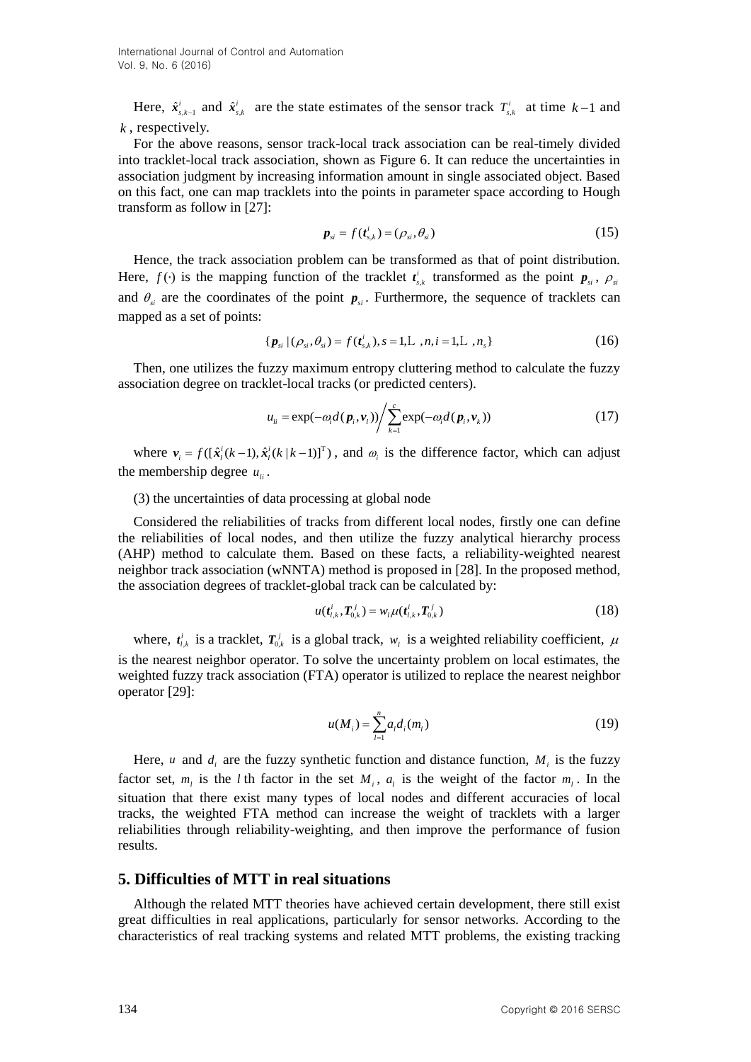Here, $\hat{\boldsymbol{x}}_{s,k-1}^{i}$ and $\hat{\boldsymbol{x}}_{s,k}^{i}$ are the state estimates of the sensor track $T_{s,k}^{i}$ at time $k-1$ and $k$, respectively.

For the above reasons, sensor track-local track association can be real-timely divided into tracklet-local track association, shown as Figure 6. It can reduce the uncertainties in association judgment by increasing information amount in single associated object. Based on this fact, one can map tracklets into the points in parameter space according to Hough transform as follow in [27]:

$$\boldsymbol{p}_{si} = f(\boldsymbol{t}_{s,k}^{i}) = (\rho_{si}, \theta_{si}) \tag{15}$$

Hence, the track association problem can be transformed as that of point distribution. Here, $f(\cdot)$ is the mapping function of the tracklet $\boldsymbol{t}_{s,k}^{i}$ transformed as the point $\boldsymbol{p}_{si}$, $\rho_{si}$ and $\theta_{si}$ are the coordinates of the point $\boldsymbol{p}_{si}$. Furthermore, the sequence of tracklets can mapped as a set of points:

$$\{\boldsymbol{p}_{si} \mid (\rho_{si}, \theta_{si}) = f(\boldsymbol{t}_{s,k}^{i}), s = 1, \cdots, n, i = 1, \cdots, n_s\} \tag{16}$$

Then, one utilizes the fuzzy maximum entropy cluttering method to calculate the fuzzy association degree on tracklet-local tracks (or predicted centers).

$$u_{li} = \exp(-\omega_i d(\boldsymbol{p}_i, \boldsymbol{v}_l)) \Bigg/ \sum_{k=1}^{c} \exp(-\omega_i d(\boldsymbol{p}_i, \boldsymbol{v}_k)) \tag{17}$$

where $\boldsymbol{v}_i = f([\hat{\boldsymbol{x}}_l^i(k-1), \hat{\boldsymbol{x}}_l^i(k \mid k-1)]^{\mathrm{T}})$, and $\omega_i$ is the difference factor, which can adjust the membership degree $u_{li}$.

(3) the uncertainties of data processing at global node

Considered the reliabilities of tracks from different local nodes, firstly one can define the reliabilities of local nodes, and then utilize the fuzzy analytical hierarchy process (AHP) method to calculate them. Based on these facts, a reliability-weighted nearest neighbor track association (wNNTA) method is proposed in [28]. In the proposed method, the association degrees of tracklet-global track can be calculated by:

$$u(\boldsymbol{t}_{l,k}^{i}, \boldsymbol{T}_{0,k}^{j}) = w_l \mu(\boldsymbol{t}_{l,k}^{i}, \boldsymbol{T}_{0,k}^{j}) \tag{18}$$

where, $\boldsymbol{t}_{l,k}^{i}$ is a tracklet, $\boldsymbol{T}_{0,k}^{j}$ is a global track, $w_l$ is a weighted reliability coefficient, $\mu$ is the nearest neighbor operator. To solve the uncertainty problem on local estimates, the weighted fuzzy track association (FTA) operator is utilized to replace the nearest neighbor operator [29]:

$$u(M_i) = \sum_{l=1}^{n} a_l d_i(m_l) \tag{19}$$

Here, $u$ and $d_i$ are the fuzzy synthetic function and distance function, $M_i$ is the fuzzy factor set, $m_l$ is the $l$ th factor in the set $M_i$, $a_l$ is the weight of the factor $m_l$. In the situation that there exist many types of local nodes and different accuracies of local tracks, the weighted FTA method can increase the weight of tracklets with a larger reliabilities through reliability-weighting, and then improve the performance of fusion results.

## 5. Difficulties of MTT in real situations

Although the related MTT theories have achieved certain development, there still exist great difficulties in real applications, particularly for sensor networks. According to the characteristics of real tracking systems and related MTT problems, the existing tracking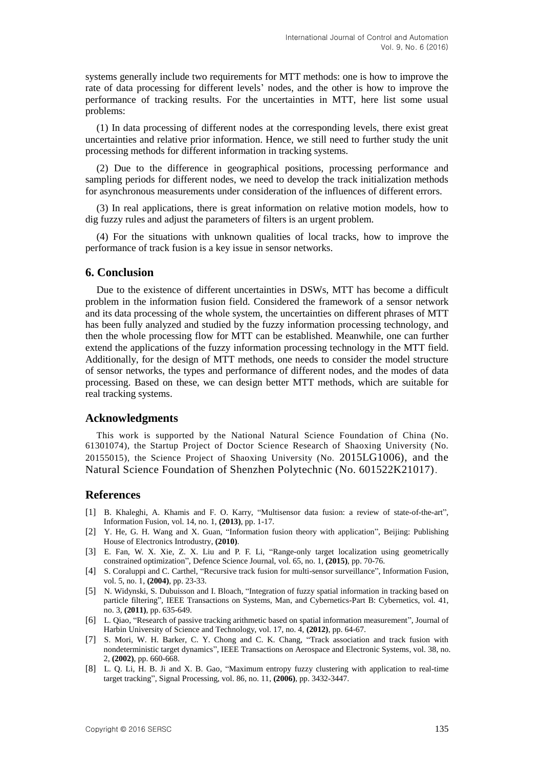systems generally include two requirements for MTT methods: one is how to improve the rate of data processing for different levels' nodes, and the other is how to improve the performance of tracking results. For the uncertainties in MTT, here list some usual problems:

(1) In data processing of different nodes at the corresponding levels, there exist great uncertainties and relative prior information. Hence, we still need to further study the unit processing methods for different information in tracking systems.

(2) Due to the difference in geographical positions, processing performance and sampling periods for different nodes, we need to develop the track initialization methods for asynchronous measurements under consideration of the influences of different errors.

(3) In real applications, there is great information on relative motion models, how to dig fuzzy rules and adjust the parameters of filters is an urgent problem.

(4) For the situations with unknown qualities of local tracks, how to improve the performance of track fusion is a key issue in sensor networks.

## 6. Conclusion

Due to the existence of different uncertainties in DSWs, MTT has become a difficult problem in the information fusion field. Considered the framework of a sensor network and its data processing of the whole system, the uncertainties on different phrases of MTT has been fully analyzed and studied by the fuzzy information processing technology, and then the whole processing flow for MTT can be established. Meanwhile, one can further extend the applications of the fuzzy information processing technology in the MTT field. Additionally, for the design of MTT methods, one needs to consider the model structure of sensor networks, the types and performance of different nodes, and the modes of data processing. Based on these, we can design better MTT methods, which are suitable for real tracking systems.

## Acknowledgments

This work is supported by the National Natural Science Foundation of China (No. 61301074), the Startup Project of Doctor Science Research of Shaoxing University (No. 20155015), the Science Project of Shaoxing University (No. 2015LG1006), and the Natural Science Foundation of Shenzhen Polytechnic (No. 601522K21017).

## References

[1] B. Khaleghi, A. Khamis and F. O. Karry, "Multisensor data fusion: a review of state-of-the-art", Information Fusion, vol. 14, no. 1, **(2013)**, pp. 1-17.

[2] Y. He, G. H. Wang and X. Guan, "Information fusion theory with application", Beijing: Publishing House of Electronics Introdustry, **(2010)**.

[3] E. Fan, W. X. Xie, Z. X. Liu and P. F. Li, "Range-only target localization using geometrically constrained optimization", Defence Science Journal, vol. 65, no. 1, **(2015)**, pp. 70-76.

[4] S. Coraluppi and C. Carthel, "Recursive track fusion for multi-sensor surveillance", Information Fusion, vol. 5, no. 1, **(2004)**, pp. 23-33.

[5] N. Widynski, S. Dubuisson and I. Bloach, "Integration of fuzzy spatial information in tracking based on particle filtering", IEEE Transactions on Systems, Man, and Cybernetics-Part B: Cybernetics, vol. 41, no. 3, **(2011)**, pp. 635-649.

[6] L. Qiao, "Research of passive tracking arithmetic based on spatial information measurement", Journal of Harbin University of Science and Technology, vol. 17, no. 4, **(2012)**, pp. 64-67.

[7] S. Mori, W. H. Barker, C. Y. Chong and C. K. Chang, "Track association and track fusion with nondeterministic target dynamics", IEEE Transactions on Aerospace and Electronic Systems, vol. 38, no. 2, **(2002)**, pp. 660-668.

[8] L. Q. Li, H. B. Ji and X. B. Gao, "Maximum entropy fuzzy clustering with application to real-time target tracking", Signal Processing, vol. 86, no. 11, **(2006)**, pp. 3432-3447.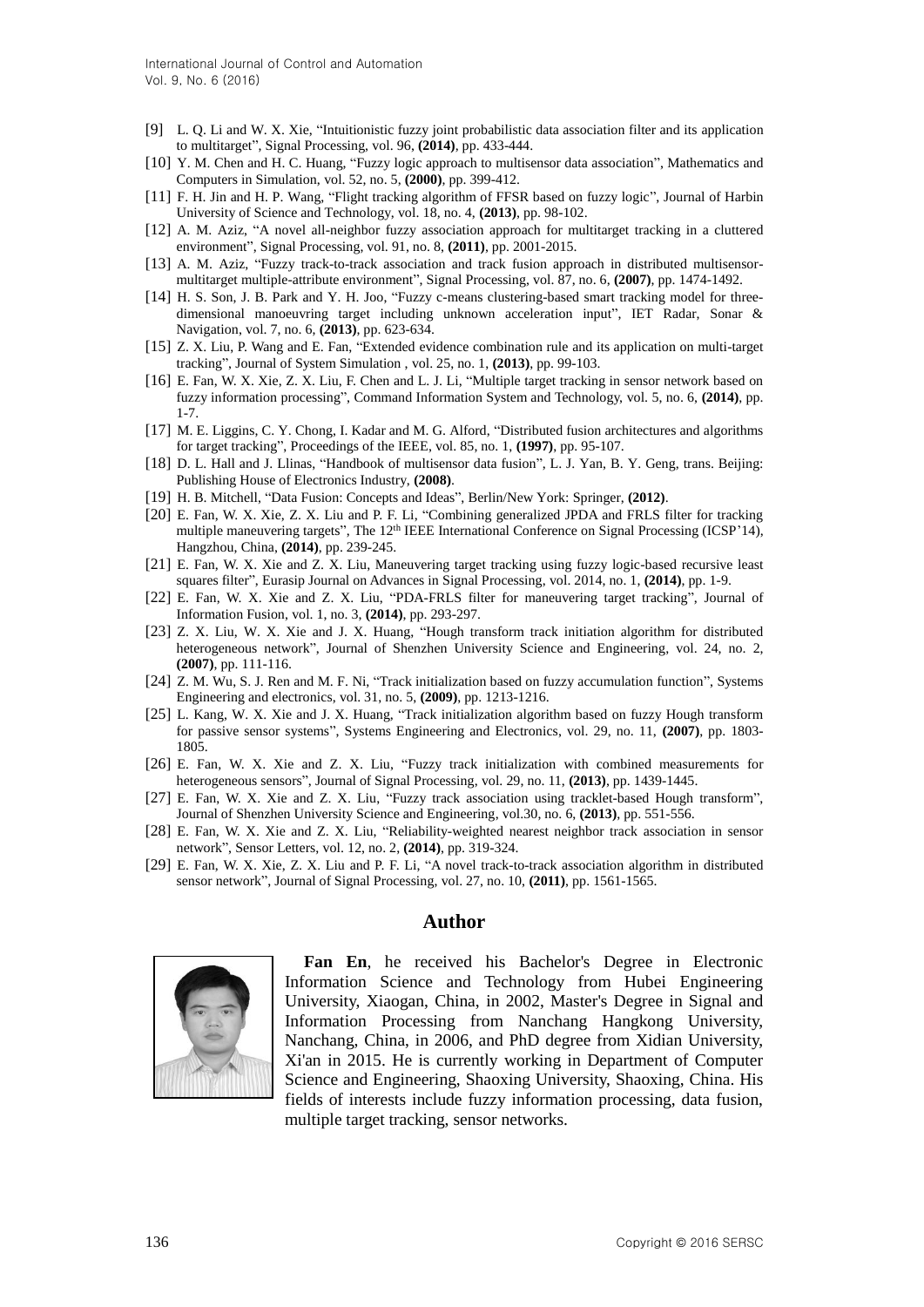[9] L. Q. Li and W. X. Xie, "Intuitionistic fuzzy joint probabilistic data association filter and its application to multitarget", Signal Processing, vol. 96, **(2014)**, pp. 433-444.

[10] Y. M. Chen and H. C. Huang, "Fuzzy logic approach to multisensor data association", Mathematics and Computers in Simulation, vol. 52, no. 5, **(2000)**, pp. 399-412.

[11] F. H. Jin and H. P. Wang, "Flight tracking algorithm of FFSR based on fuzzy logic", Journal of Harbin University of Science and Technology, vol. 18, no. 4, **(2013)**, pp. 98-102.

[12] A. M. Aziz, "A novel all-neighbor fuzzy association approach for multitarget tracking in a cluttered environment", Signal Processing, vol. 91, no. 8, **(2011)**, pp. 2001-2015.

[13] A. M. Aziz, "Fuzzy track-to-track association and track fusion approach in distributed multisensor-multitarget multiple-attribute environment", Signal Processing, vol. 87, no. 6, **(2007)**, pp. 1474-1492.

[14] H. S. Son, J. B. Park and Y. H. Joo, "Fuzzy c-means clustering-based smart tracking model for three-dimensional manoeuvring target including unknown acceleration input", IET Radar, Sonar & Navigation, vol. 7, no. 6, **(2013)**, pp. 623-634.

[15] Z. X. Liu, P. Wang and E. Fan, "Extended evidence combination rule and its application on multi-target tracking", Journal of System Simulation , vol. 25, no. 1, **(2013)**, pp. 99-103.

[16] E. Fan, W. X. Xie, Z. X. Liu, F. Chen and L. J. Li, "Multiple target tracking in sensor network based on fuzzy information processing", Command Information System and Technology, vol. 5, no. 6, **(2014)**, pp. 1-7.

[17] M. E. Liggins, C. Y. Chong, I. Kadar and M. G. Alford, "Distributed fusion architectures and algorithms for target tracking", Proceedings of the IEEE, vol. 85, no. 1, **(1997)**, pp. 95-107.

[18] D. L. Hall and J. Llinas, "Handbook of multisensor data fusion", L. J. Yan, B. Y. Geng, trans. Beijing: Publishing House of Electronics Industry, **(2008)**.

[19] H. B. Mitchell, "Data Fusion: Concepts and Ideas", Berlin/New York: Springer, **(2012)**.

[20] E. Fan, W. X. Xie, Z. X. Liu and P. F. Li, "Combining generalized JPDA and FRLS filter for tracking multiple maneuvering targets", The 12th IEEE International Conference on Signal Processing (ICSP'14), Hangzhou, China, **(2014)**, pp. 239-245.

[21] E. Fan, W. X. Xie and Z. X. Liu, Maneuvering target tracking using fuzzy logic-based recursive least squares filter", Eurasip Journal on Advances in Signal Processing, vol. 2014, no. 1, **(2014)**, pp. 1-9.

[22] E. Fan, W. X. Xie and Z. X. Liu, "PDA-FRLS filter for maneuvering target tracking", Journal of Information Fusion, vol. 1, no. 3, **(2014)**, pp. 293-297.

[23] Z. X. Liu, W. X. Xie and J. X. Huang, "Hough transform track initiation algorithm for distributed heterogeneous network", Journal of Shenzhen University Science and Engineering, vol. 24, no. 2, **(2007)**, pp. 111-116.

[24] Z. M. Wu, S. J. Ren and M. F. Ni, "Track initialization based on fuzzy accumulation function", Systems Engineering and electronics, vol. 31, no. 5, **(2009)**, pp. 1213-1216.

[25] L. Kang, W. X. Xie and J. X. Huang, "Track initialization algorithm based on fuzzy Hough transform for passive sensor systems", Systems Engineering and Electronics, vol. 29, no. 11, **(2007)**, pp. 1803-1805.

[26] E. Fan, W. X. Xie and Z. X. Liu, "Fuzzy track initialization with combined measurements for heterogeneous sensors", Journal of Signal Processing, vol. 29, no. 11, **(2013)**, pp. 1439-1445.

[27] E. Fan, W. X. Xie and Z. X. Liu, "Fuzzy track association using tracklet-based Hough transform", Journal of Shenzhen University Science and Engineering, vol.30, no. 6, **(2013)**, pp. 551-556.

[28] E. Fan, W. X. Xie and Z. X. Liu, "Reliability-weighted nearest neighbor track association in sensor network", Sensor Letters, vol. 12, no. 2, **(2014)**, pp. 319-324.

[29] E. Fan, W. X. Xie, Z. X. Liu and P. F. Li, "A novel track-to-track association algorithm in distributed sensor network", Journal of Signal Processing, vol. 27, no. 10, **(2011)**, pp. 1561-1565.

## Author

**Fan En**, he received his Bachelor's Degree in Electronic Information Science and Technology from Hubei Engineering University, Xiaogan, China, in 2002, Master's Degree in Signal and Information Processing from Nanchang Hangkong University, Nanchang, China, in 2006, and PhD degree from Xidian University, Xi'an in 2015. He is currently working in Department of Computer Science and Engineering, Shaoxing University, Shaoxing, China. His fields of interests include fuzzy information processing, data fusion, multiple target tracking, sensor networks.